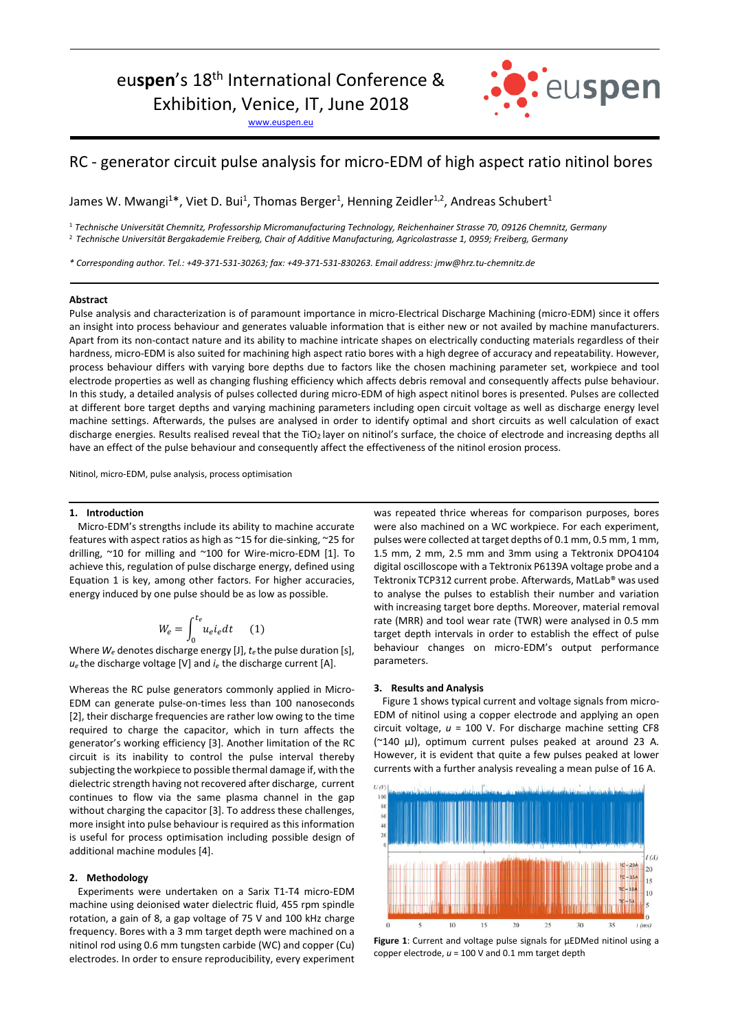euspen's 18th International Conference & Exhibition, Venice, IT, June 2018

www.euspen.eu

# RC - generator circuit pulse analysis for micro-EDM of high aspect ratio nitinol bores

James W. Mwangi[1]*, Viet D. Bui[1], Thomas Berger[1], Henning Zeidler[1,2], Andreas Schubert[1]

[1] *Technische Universität Chemnitz, Professorship Micromanufacturing Technology, Reichenhainer Strasse 70, 09126 Chemnitz, Germany*
[2] *Technische Universität Bergakademie Freiberg, Chair of Additive Manufacturing, Agricolastrasse 1, 0959; Freiberg, Germany*

*\* Corresponding author. Tel.: +49-371-531-30263; fax: +49-371-531-830263. Email address: jmw@hrz.tu-chemnitz.de*

**Abstract**

Pulse analysis and characterization is of paramount importance in micro-Electrical Discharge Machining (micro-EDM) since it offers an insight into process behaviour and generates valuable information that is either new or not availed by machine manufacturers. Apart from its non-contact nature and its ability to machine intricate shapes on electrically conducting materials regardless of their hardness, micro-EDM is also suited for machining high aspect ratio bores with a high degree of accuracy and repeatability. However, process behaviour differs with varying bore depths due to factors like the chosen machining parameter set, workpiece and tool electrode properties as well as changing flushing efficiency which affects debris removal and consequently affects pulse behaviour. In this study, a detailed analysis of pulses collected during micro-EDM of high aspect nitinol bores is presented. Pulses are collected at different bore target depths and varying machining parameters including open circuit voltage as well as discharge energy level machine settings. Afterwards, the pulses are analysed in order to identify optimal and short circuits as well calculation of exact discharge energies. Results realised reveal that the $TiO_2$ layer on nitinol's surface, the choice of electrode and increasing depths all have an effect of the pulse behaviour and consequently affect the effectiveness of the nitinol erosion process.

Nitinol, micro-EDM, pulse analysis, process optimisation

## 1. Introduction

Micro-EDM's strengths include its ability to machine accurate features with aspect ratios as high as ~15 for die-sinking, ~25 for drilling, ~10 for milling and ~100 for Wire-micro-EDM [1]. To achieve this, regulation of pulse discharge energy, defined using Equation 1 is key, among other factors. For higher accuracies, energy induced by one pulse should be as low as possible.

$$W_e = \int_0^{t_e} u_e i_e dt \qquad (1)$$

Where $W_e$ denotes discharge energy [J], $t_e$ the pulse duration [s], $u_e$ the discharge voltage [V] and $i_e$ the discharge current [A].

Whereas the RC pulse generators commonly applied in Micro-EDM can generate pulse-on-times less than 100 nanoseconds [2], their discharge frequencies are rather low owing to the time required to charge the capacitor, which in turn affects the generator's working efficiency [3]. Another limitation of the RC circuit is its inability to control the pulse interval thereby subjecting the workpiece to possible thermal damage if, with the dielectric strength having not recovered after discharge, current continues to flow via the same plasma channel in the gap without charging the capacitor [3]. To address these challenges, more insight into pulse behaviour is required as this information is useful for process optimisation including possible design of additional machine modules [4].

## 2. Methodology

Experiments were undertaken on a Sarix T1-T4 micro-EDM machine using deionised water dielectric fluid, 455 rpm spindle rotation, a gain of 8, a gap voltage of 75 V and 100 kHz charge frequency. Bores with a 3 mm target depth were machined on a nitinol rod using 0.6 mm tungsten carbide (WC) and copper (Cu) electrodes. In order to ensure reproducibility, every experiment was repeated thrice whereas for comparison purposes, bores were also machined on a WC workpiece. For each experiment, pulses were collected at target depths of 0.1 mm, 0.5 mm, 1 mm, 1.5 mm, 2 mm, 2.5 mm and 3mm using a Tektronix DPO4104 digital oscilloscope with a Tektronix P6139A voltage probe and a Tektronix TCP312 current probe. Afterwards, MatLab® was used to analyse the pulses to establish their number and variation with increasing target bore depths. Moreover, material removal rate (MRR) and tool wear rate (TWR) were analysed in 0.5 mm target depth intervals in order to establish the effect of pulse behaviour changes on micro-EDM's output performance parameters.

## 3. Results and Analysis

Figure 1 shows typical current and voltage signals from micro-EDM of nitinol using a copper electrode and applying an open circuit voltage, $u$ = 100 V. For discharge machine setting CF8 (~140 µJ), optimum current pulses peaked at around 23 A. However, it is evident that quite a few pulses peaked at lower currents with a further analysis revealing a mean pulse of 16 A.

**Figure 1**: Current and voltage pulse signals for µEDMed nitinol using a copper electrode, $u$ = 100 V and 0.1 mm target depth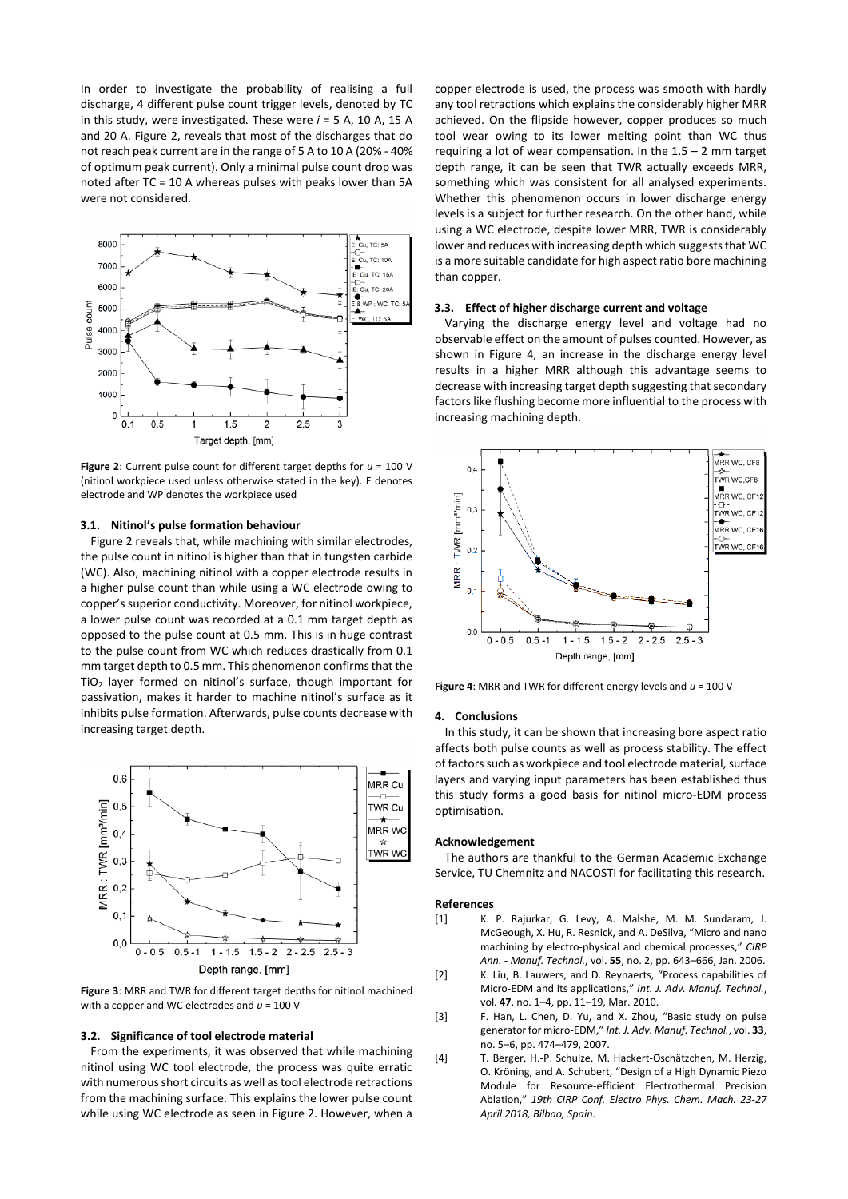In order to investigate the probability of realising a full discharge, 4 different pulse count trigger levels, denoted by TC in this study, were investigated. These were $i$ = 5 A, 10 A, 15 A and 20 A. Figure 2, reveals that most of the discharges that do not reach peak current are in the range of 5 A to 10 A (20% - 40% of optimum peak current). Only a minimal pulse count drop was noted after TC = 10 A whereas pulses with peaks lower than 5A were not considered.

Pulse count
Target depth, [mm]
0.1 0.5 1 1.5 2 2.5 3
0 1000 2000 3000 4000 5000 6000 7000 8000
E: Cu, TC: 5A
E: Cu, TC: 10A
E: Cu, TC: 15A
E: Cu, TC: 20A
E & WP : WC, TC: 5A
E: WC, TC: 5A

**Figure 2**: Current pulse count for different target depths for $u$ = 100 V (nitinol workpiece used unless otherwise stated in the key). E denotes electrode and WP denotes the workpiece used

### 3.1. Nitinol's pulse formation behaviour

Figure 2 reveals that, while machining with similar electrodes, the pulse count in nitinol is higher than that in tungsten carbide (WC). Also, machining nitinol with a copper electrode results in a higher pulse count than while using a WC electrode owing to copper's superior conductivity. Moreover, for nitinol workpiece, a lower pulse count was recorded at a 0.1 mm target depth as opposed to the pulse count at 0.5 mm. This is in huge contrast to the pulse count from WC which reduces drastically from 0.1 mm target depth to 0.5 mm. This phenomenon confirms that the $TiO_2$ layer formed on nitinol's surface, though important for passivation, makes it harder to machine nitinol's surface as it inhibits pulse formation. Afterwards, pulse counts decrease with increasing target depth.

MRR : TWR [mm³/min]
Depth range, [mm]
0 - 0.5 0.5 -1 1 - 1.5 1.5 - 2 2 - 2.5 2.5 - 3
0,0 0,1 0,2 0,3 0,4 0,5 0,6
MRR Cu
TWR Cu
MRR WC
TWR WC

**Figure 3**: MRR and TWR for different target depths for nitinol machined with a copper and WC electrodes and $u$ = 100 V

### 3.2. Significance of tool electrode material

From the experiments, it was observed that while machining nitinol using WC tool electrode, the process was quite erratic with numerous short circuits as well as tool electrode retractions from the machining surface. This explains the lower pulse count while using WC electrode as seen in Figure 2. However, when a copper electrode is used, the process was smooth with hardly any tool retractions which explains the considerably higher MRR achieved. On the flipside however, copper produces so much tool wear owing to its lower melting point than WC thus requiring a lot of wear compensation. In the 1.5 – 2 mm target depth range, it can be seen that TWR actually exceeds MRR, something which was consistent for all analysed experiments. Whether this phenomenon occurs in lower discharge energy levels is a subject for further research. On the other hand, while using a WC electrode, despite lower MRR, TWR is considerably lower and reduces with increasing depth which suggests that WC is a more suitable candidate for high aspect ratio bore machining than copper.

### 3.3. Effect of higher discharge current and voltage

Varying the discharge energy level and voltage had no observable effect on the amount of pulses counted. However, as shown in Figure 4, an increase in the discharge energy level results in a higher MRR although this advantage seems to decrease with increasing target depth suggesting that secondary factors like flushing become more influential to the process with increasing machining depth.

MRR : TWR [mm³/min]
Depth range, [mm]
0 - 0.5 0.5 -1 1 - 1.5 1.5 - 2 2 - 2.5 2.5 - 3
0,0 0,1 0,2 0,3 0,4
MRR WC, CF8
TWR WC,CF8
MRR WC, CF12
TWR WC, CF12
MRR WC, CF16
TWR WC, CF16

**Figure 4**: MRR and TWR for different energy levels and $u$ = 100 V

## 4. Conclusions

In this study, it can be shown that increasing bore aspect ratio affects both pulse counts as well as process stability. The effect of factors such as workpiece and tool electrode material, surface layers and varying input parameters has been established thus this study forms a good basis for nitinol micro-EDM process optimisation.

### Acknowledgement

The authors are thankful to the German Academic Exchange Service, TU Chemnitz and NACOSTI for facilitating this research.

### References

[1] K. P. Rajurkar, G. Levy, A. Malshe, M. M. Sundaram, J. McGeough, X. Hu, R. Resnick, and A. DeSilva, "Micro and nano machining by electro-physical and chemical processes," *CIRP Ann. - Manuf. Technol.*, vol. **55**, no. 2, pp. 643–666, Jan. 2006.

[2] K. Liu, B. Lauwers, and D. Reynaerts, "Process capabilities of Micro-EDM and its applications," *Int. J. Adv. Manuf. Technol.*, vol. **47**, no. 1–4, pp. 11–19, Mar. 2010.

[3] F. Han, L. Chen, D. Yu, and X. Zhou, "Basic study on pulse generator for micro-EDM," *Int. J. Adv. Manuf. Technol.*, vol. **33**, no. 5–6, pp. 474–479, 2007.

[4] T. Berger, H.-P. Schulze, M. Hackert-Oschätzchen, M. Herzig, O. Kröning, and A. Schubert, "Design of a High Dynamic Piezo Module for Resource-efficient Electrothermal Precision Ablation," *19th CIRP Conf. Electro Phys. Chem. Mach. 23-27 April 2018, Bilbao, Spain*.